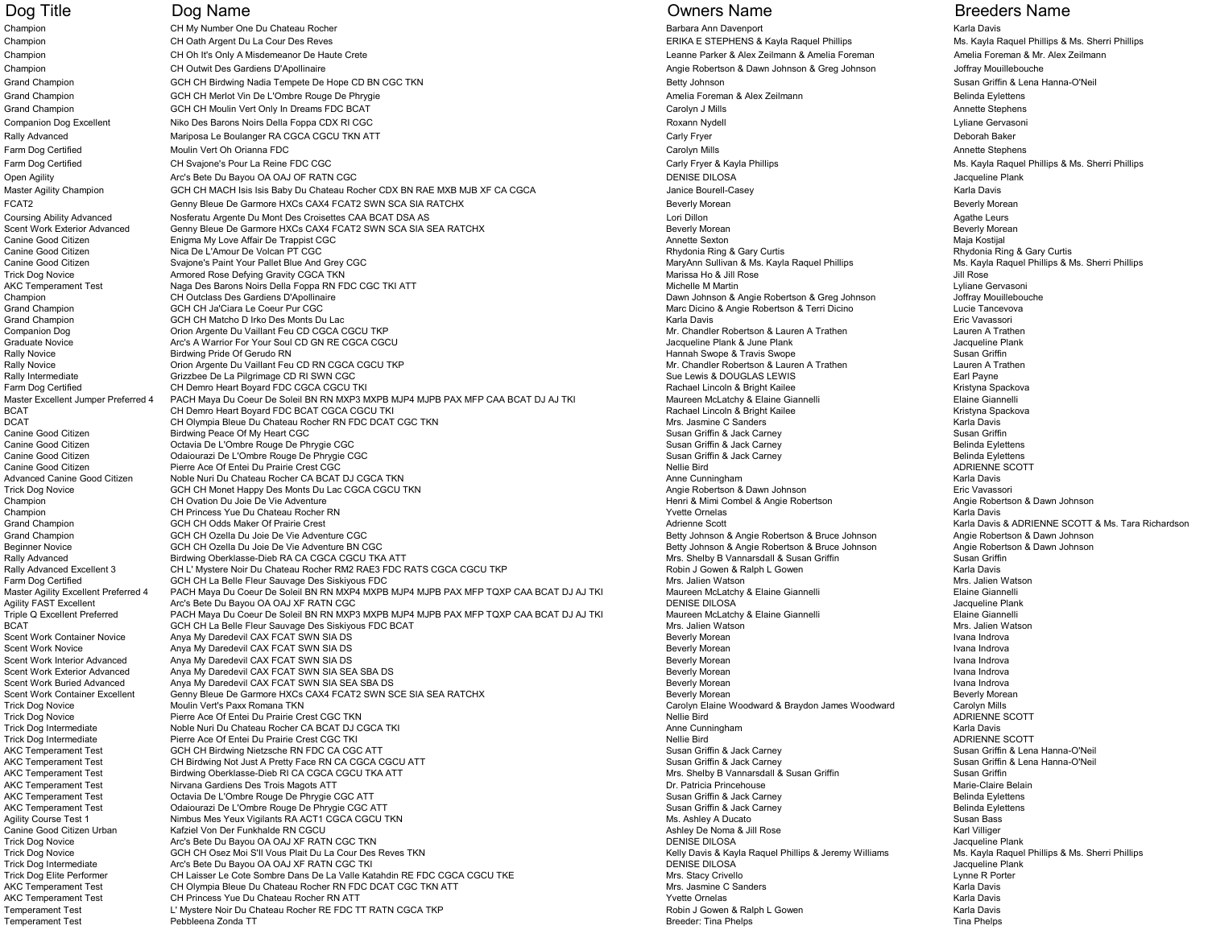| Dog Title | Dog Name | Owners Name | Breeders Name |
|---|---|---|---|
| Champion | CH My Number One Du Chateau Rocher | Barbara Ann Davenport | Karla Davis |
| Champion | CH Oath Argent Du La Cour Des Reves | ERIKA E STEPHENS & Kayla Raquel Phillips | Ms. Kayla Raquel Phillips & Ms. Sherri Phillips |
| Champion | CH Oh It's Only A Misdemeanor De Haute Crete | Leanne Parker & Alex Zeilmann & Amelia Foreman | Amelia Foreman & Mr. Alex Zeilmann |
| Champion | CH Outwit Des Gardiens D'Apollinaire | Angie Robertson & Dawn Johnson & Greg Johnson | Joffray Mouillebouche |
| Grand Champion | GCH CH Birdwing Nadia Tempete De Hope CD BN CGC TKN | Betty Johnson | Susan Griffin & Lena Hanna-O'Neil |
| Grand Champion | GCH CH Merlot Vin De L'Ombre Rouge De Phrygie | Amelia Foreman & Alex Zeilmann | Belinda Eylettens |
| Grand Champion | GCH CH Moulin Vert Only In Dreams FDC BCAT | Carolyn J Mills | Annette Stephens |
| Companion Dog Excellent | Niko Des Barons Noirs Della Foppa CDX RI CGC | Roxann Nydell | Lyliane Gervasoni |
| Rally Advanced | Mariposa Le Boulanger RA CGCA CGCU TKN ATT | Carly Fryer | Deborah Baker |
| Farm Dog Certified | Moulin Vert Oh Orianna FDC | Carolyn Mills | Annette Stephens |
| Farm Dog Certified | CH Svajone's Pour La Reine FDC CGC | Carly Fryer & Kayla Phillips | Ms. Kayla Raquel Phillips & Ms. Sherri Phillips |
| Open Agility | Arc's Bete Du Bayou OA OAJ OF RATN CGC | DENISE DILOSA | Jacqueline Plank |
| Master Agility Champion | GCH CH MACH Isis Isis Baby Du Chateau Rocher CDX BN RAE MXB MJB XF CA CGCA | Janice Bourell-Casey | Karla Davis |
| FCAT2 | Genny Bleue De Garmore HXCs CAX4 FCAT2 SWN SCA SIA RATCHX | Beverly Morean | Beverly Morean |
| Coursing Ability Advanced | Nosferatu Argente Du Mont Des Croisettes CAA BCAT DSA AS | Lori Dillon | Agathe Leurs |
| Scent Work Exterior Advanced | Genny Bleue De Garmore HXCs CAX4 FCAT2 SWN SCA SIA SEA RATCHX | Beverly Morean | Beverly Morean |
| Canine Good Citizen | Enigma My Love Affair De Trappist CGC | Annette Sexton | Maja Kostijal |
| Canine Good Citizen | Nica De L'Amour De Volcan PT CGC | Rhydonia Ring & Gary Curtis | Rhydonia Ring & Gary Curtis |
| Canine Good Citizen | Svajone's Paint Your Pallet Blue And Grey CGC | MaryAnn Sullivan & Ms. Kayla Raquel Phillips | Ms. Kayla Raquel Phillips & Ms. Sherri Phillips |
| Trick Dog Novice | Armored Rose Defying Gravity CGCA TKN | Marissa Ho & Jill Rose | Jill Rose |
| AKC Temperament Test | Naga Des Barons Noirs Della Foppa RN FDC CGC TKI ATT | Michelle M Martin | Lyliane Gervasoni |
| Champion | CH Outclass Des Gardiens D'Apollinaire | Dawn Johnson & Angie Robertson & Greg Johnson | Joffray Mouillebouche |
| Grand Champion | GCH CH Ja'Ciara Le Coeur Pur CGC | Marc Dicino & Angie Robertson & Terri Dicino | Lucie Tancevova |
| Grand Champion | GCH CH Matcho D Irko Des Monts Du Lac | Karla Davis | Eric Vavassori |
| Companion Dog | Orion Argente Du Vaillant Feu CD CGCA CGCU TKP | Mr. Chandler Robertson & Lauren A Trathen | Lauren A Trathen |
| Graduate Novice | Arc's A Warrior For Your Soul CD GN RE CGCA CGCU | Jacqueline Plank & June Plank | Jacqueline Plank |
| Rally Novice | Birdwing Pride Of Gerudo RN | Hannah Swope & Travis Swope | Susan Griffin |
| Rally Novice | Orion Argente Du Vaillant Feu CD RN CGCA CGCU TKP | Mr. Chandler Robertson & Lauren A Trathen | Lauren A Trathen |
| Rally Intermediate | Grizzbee De La Pilgrimage CD RI SWN CGC | Sue Lewis & DOUGLAS LEWIS | Earl Payne |
| Farm Dog Certified | CH Demro Heart Boyard FDC CGCA CGCU TKI | Rachael Lincoln & Bright Kailee | Kristyna Spackova |
| Master Excellent Jumper Preferred 4 | PACH Maya Du Coeur De Soleil BN RN MXP3 MXPB MJP4 MJPB PAX MFP CAA BCAT DJ AJ TKI | Maureen McLatchy & Elaine Giannelli | Elaine Giannelli |
| BCAT | CH Demro Heart Boyard FDC BCAT CGCA CGCU TKI | Rachael Lincoln & Bright Kailee | Kristyna Spackova |
| DCAT | CH Olympia Bleue Du Chateau Rocher RN FDC DCAT CGC TKN | Mrs. Jasmine C Sanders | Karla Davis |
| Canine Good Citizen | Birdwing Peace Of My Heart CGC | Susan Griffin & Jack Carney | Susan Griffin |
| Canine Good Citizen | Octavia De L'Ombre Rouge De Phrygie CGC | Susan Griffin & Jack Carney | Belinda Eylettens |
| Canine Good Citizen | Odaiourazi De L'Ombre Rouge De Phrygie CGC | Susan Griffin & Jack Carney | Belinda Eylettens |
| Canine Good Citizen | Pierre Ace Of Entei Du Prairie Crest CGC | Nellie Bird | ADRIENNE SCOTT |
| Advanced Canine Good Citizen | Noble Nuri Du Chateau Rocher CA BCAT DJ CGCA TKN | Anne Cunningham | Karla Davis |
| Trick Dog Novice | GCH CH Monet Happy Des Monts Du Lac CGCA CGCU TKN | Angie Robertson & Dawn Johnson | Eric Vavassori |
| Champion | CH Ovation Du Joie De Vie Adventure | Henri & Mimi Combel & Angie Robertson | Angie Robertson & Dawn Johnson |
| Champion | CH Princess Yue Du Chateau Rocher RN | Yvette Ornelas | Karla Davis |
| Grand Champion | GCH CH Odds Maker Of Prairie Crest | Adrienne Scott | Karla Davis & ADRIENNE SCOTT & Ms. Tara Richardson |
| Grand Champion | GCH CH Ozella Du Joie De Vie Adventure CGC | Betty Johnson & Angie Robertson & Bruce Johnson | Angie Robertson & Dawn Johnson |
| Beginner Novice | GCH CH Ozella Du Joie De Vie Adventure BN CGC | Betty Johnson & Angie Robertson & Bruce Johnson | Angie Robertson & Dawn Johnson |
| Rally Advanced | Birdwing Oberklasse-Dieb RA CA CGCA CGCU TKA ATT | Mrs. Shelby B Vannarsdall & Susan Griffin | Susan Griffin |
| Rally Advanced Excellent 3 | CH L' Mystere Noir Du Chateau Rocher RM2 RAE3 FDC RATS CGCA CGCU TKP | Robin J Gowen & Ralph L Gowen | Karla Davis |
| Farm Dog Certified | GCH CH La Belle Fleur Sauvage Des Siskiyous FDC | Mrs. Jalien Watson | Mrs. Jalien Watson |
| Master Agility Excellent Preferred 4 | PACH Maya Du Coeur De Soleil BN RN MXP4 MXPB MJP4 MJPB PAX MFP TQXP CAA BCAT DJ AJ TKI | Maureen McLatchy & Elaine Giannelli | Elaine Giannelli |
| Agility FAST Excellent | Arc's Bete Du Bayou OA OAJ XF RATN CGC | DENISE DILOSA | Jacqueline Plank |
| Triple Q Excellent Preferred | PACH Maya Du Coeur De Soleil BN RN MXP3 MXPB MJP4 MJPB PAX MFP TQXP CAA BCAT DJ AJ TKI | Maureen McLatchy & Elaine Giannelli | Elaine Giannelli |
| BCAT | GCH CH La Belle Fleur Sauvage Des Siskiyous FDC BCAT | Mrs. Jalien Watson | Mrs. Jalien Watson |
| Scent Work Container Novice | Anya My Daredevil CAX FCAT SWN SIA DS | Beverly Morean | Ivana Indrova |
| Scent Work Novice | Anya My Daredevil CAX FCAT SWN SIA DS | Beverly Morean | Ivana Indrova |
| Scent Work Interior Advanced | Anya My Daredevil CAX FCAT SWN SIA DS | Beverly Morean | Ivana Indrova |
| Scent Work Exterior Advanced | Anya My Daredevil CAX FCAT SWN SIA SEA SBA DS | Beverly Morean | Ivana Indrova |
| Scent Work Buried Advanced | Anya My Daredevil CAX FCAT SWN SIA SEA SBA DS | Beverly Morean | Ivana Indrova |
| Scent Work Container Excellent | Genny Bleue De Garmore HXCs CAX4 FCAT2 SWN SCE SIA SEA RATCHX | Beverly Morean | Beverly Morean |
| Trick Dog Novice | Moulin Vert's Paxx Romana TKN | Carolyn Elaine Woodward & Braydon James Woodward | Carolyn Mills |
| Trick Dog Novice | Pierre Ace Of Entei Du Prairie Crest CGC TKN | Nellie Bird | ADRIENNE SCOTT |
| Trick Dog Intermediate | Noble Nuri Du Chateau Rocher CA BCAT DJ CGCA TKI | Anne Cunningham | Karla Davis |
| Trick Dog Intermediate | Pierre Ace Of Entei Du Prairie Crest CGC TKI | Nellie Bird | ADRIENNE SCOTT |
| AKC Temperament Test | GCH CH Birdwing Nietzsche RN FDC CA CGC ATT | Susan Griffin & Jack Carney | Susan Griffin & Lena Hanna-O'Neil |
| AKC Temperament Test | CH Birdwing Not Just A Pretty Face RN CA CGCA CGCU ATT | Susan Griffin & Jack Carney | Susan Griffin & Lena Hanna-O'Neil |
| AKC Temperament Test | Birdwing Oberklasse-Dieb RI CA CGCA CGCU TKA ATT | Mrs. Shelby B Vannarsdall & Susan Griffin | Susan Griffin |
| AKC Temperament Test | Nirvana Gardiens Des Trois Magots ATT | Dr. Patricia Princehouse | Marie-Claire Belain |
| AKC Temperament Test | Octavia De L'Ombre Rouge De Phrygie CGC ATT | Susan Griffin & Jack Carney | Belinda Eylettens |
| AKC Temperament Test | Odaiourazi De L'Ombre Rouge De Phrygie CGC ATT | Susan Griffin & Jack Carney | Belinda Eylettens |
| Agility Course Test 1 | Nimbus Mes Yeux Vigilants RA ACT1 CGCA CGCU TKN | Ms. Ashley A Ducato | Susan Bass |
| Canine Good Citizen Urban | Kafziel Von Der Funkhalde RN CGCU | Ashley De Noma & Jill Rose | Karl Villiger |
| Trick Dog Novice | Arc's Bete Du Bayou OA OAJ XF RATN CGC TKN | DENISE DILOSA | Jacqueline Plank |
| Trick Dog Novice | GCH CH Osez Moi S'Il Vous Plait Du La Cour Des Reves TKN | Kelly Davis & Kayla Raquel Phillips & Jeremy Williams | Ms. Kayla Raquel Phillips & Ms. Sherri Phillips |
| Trick Dog Intermediate | Arc's Bete Du Bayou OA OAJ XF RATN CGC TKI | DENISE DILOSA | Jacqueline Plank |
| Trick Dog Elite Performer | CH Laisser Le Cote Sombre Dans De La Valle Katahdin RE FDC CGCA CGCU TKE | Mrs. Stacy Crivello | Lynne R Porter |
| AKC Temperament Test | CH Olympia Bleue Du Chateau Rocher RN FDC DCAT CGC TKN ATT | Mrs. Jasmine C Sanders | Karla Davis |
| AKC Temperament Test | CH Princess Yue Du Chateau Rocher RN ATT | Yvette Ornelas | Karla Davis |
| Temperament Test | L' Mystere Noir Du Chateau Rocher RE FDC TT RATN CGCA TKP | Robin J Gowen & Ralph L Gowen | Karla Davis |
| Temperament Test | Pebbleena Zonda TT | Breeder: Tina Phelps | Tina Phelps |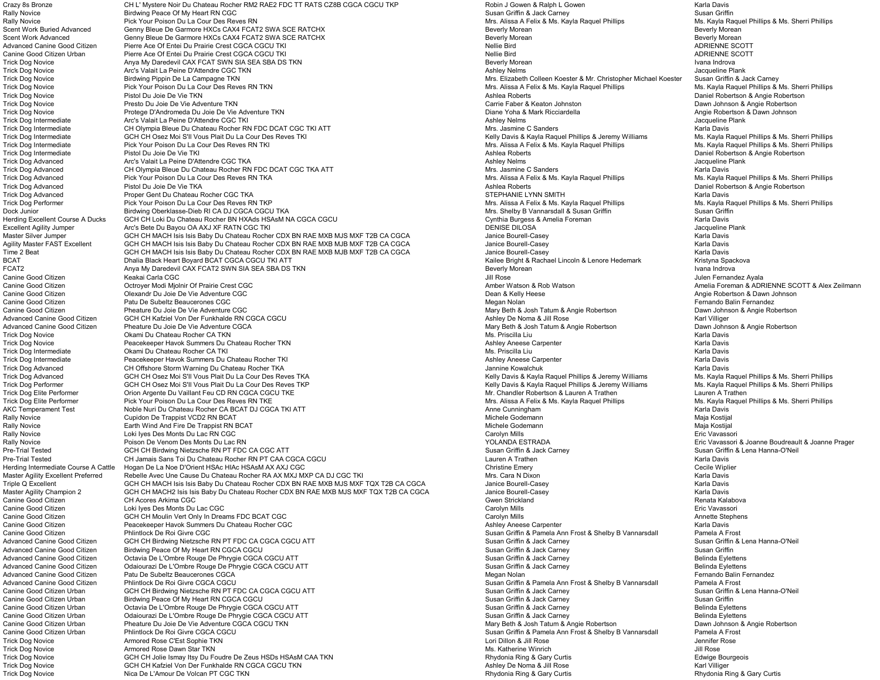| | | | |
|---|---|---|---|
| Crazy 8s Bronze | CH L' Mystere Noir Du Chateau Rocher RM2 RAE2 FDC TT RATS CZ8B CGCA CGCU TKP | Robin J Gowen & Ralph L Gowen | Karla Davis |
| Rally Novice | Birdwing Peace Of My Heart RN CGC | Susan Griffin & Jack Carney | Susan Griffin |
| Rally Novice | Pick Your Poison Du La Cour Des Reves RN | Mrs. Alissa A Felix & Ms. Kayla Raquel Phillips | Ms. Kayla Raquel Phillips & Ms. Sherri Phillips |
| Scent Work Buried Advanced | Genny Bleue De Garmore HXCs CAX4 FCAT2 SWA SCE RATCHX | Beverly Morean | Beverly Morean |
| Scent Work Advanced | Genny Bleue De Garmore HXCs CAX4 FCAT2 SWA SCE RATCHX | Beverly Morean | Beverly Morean |
| Advanced Canine Good Citizen | Pierre Ace Of Entei Du Prairie Crest CGCA CGCU TKI | Nellie Bird | ADRIENNE SCOTT |
| Canine Good Citizen Urban | Pierre Ace Of Entei Du Prairie Crest CGCA CGCU TKI | Nellie Bird | ADRIENNE SCOTT |
| Trick Dog Novice | Anya My Daredevil CAX FCAT SWN SIA SEA SBA DS TKN | Beverly Morean | Ivana Indrova |
| Trick Dog Novice | Arc's Valait La Peine D'Attendre CGC TKN | Ashley Nelms | Jacqueline Plank |
| Trick Dog Novice | Birdwing Pippin De La Campagne TKN | Mrs. Elizabeth Colleen Koester & Mr. Christopher Michael Koester | Susan Griffin & Jack Carney |
| Trick Dog Novice | Pick Your Poison Du La Cour Des Reves RN TKN | Mrs. Alissa A Felix & Ms. Kayla Raquel Phillips | Ms. Kayla Raquel Phillips & Ms. Sherri Phillips |
| Trick Dog Novice | Pistol Du Joie De Vie TKN | Ashlea Roberts | Daniel Robertson & Angie Robertson |
| Trick Dog Novice | Presto Du Joie De Vie Adventure TKN | Carrie Faber & Keaton Johnston | Dawn Johnson & Angie Robertson |
| Trick Dog Novice | Protege D'Andromeda Du Joie De Vie Adventure TKN | Diane Yoha & Mark Ricciardella | Angie Robertson & Dawn Johnson |
| Trick Dog Intermediate | Arc's Valait La Peine D'Attendre CGC TKI | Ashley Nelms | Jacqueline Plank |
| Trick Dog Intermediate | CH Olympia Bleue Du Chateau Rocher RN FDC DCAT CGC TKI ATT | Mrs. Jasmine C Sanders | Karla Davis |
| Trick Dog Intermediate | GCH CH Osez Moi S'Il Vous Plait Du La Cour Des Reves TKI | Kelly Davis & Kayla Raquel Phillips & Jeremy Williams | Ms. Kayla Raquel Phillips & Ms. Sherri Phillips |
| Trick Dog Intermediate | Pick Your Poison Du La Cour Des Reves RN TKI | Mrs. Alissa A Felix & Ms. Kayla Raquel Phillips | Ms. Kayla Raquel Phillips & Ms. Sherri Phillips |
| Trick Dog Intermediate | Pistol Du Joie De Vie TKI | Ashlea Roberts | Daniel Robertson & Angie Robertson |
| Trick Dog Advanced | Arc's Valait La Peine D'Attendre CGC TKA | Ashley Nelms | Jacqueline Plank |
| Trick Dog Advanced | CH Olympia Bleue Du Chateau Rocher RN FDC DCAT CGC TKA ATT | Mrs. Jasmine C Sanders | Karla Davis |
| Trick Dog Advanced | Pick Your Poison Du La Cour Des Reves RN TKA | Mrs. Alissa A Felix & Ms. Kayla Raquel Phillips | Ms. Kayla Raquel Phillips & Ms. Sherri Phillips |
| Trick Dog Advanced | Pistol Du Joie De Vie TKA | Ashlea Roberts | Daniel Robertson & Angie Robertson |
| Trick Dog Advanced | Proper Gent Du Chateau Rocher CGC TKA | STEPHANIE LYNN SMITH | Karla Davis |
| Trick Dog Performer | Pick Your Poison Du La Cour Des Reves RN TKP | Mrs. Alissa A Felix & Ms. Kayla Raquel Phillips | Ms. Kayla Raquel Phillips & Ms. Sherri Phillips |
| Dock Junior | Birdwing Oberklasse-Dieb RI CA DJ CGCA CGCU TKA | Mrs. Shelby B Vannarsdall & Susan Griffin | Susan Griffin |
| Herding Excellent Course A Ducks | GCH CH Loki Du Chateau Rocher BN HXAds HSAsM NA CGCA CGCU | Cynthia Burgess & Amelia Foreman | Karla Davis |
| Excellent Agility Jumper | Arc's Bete Du Bayou OA AXJ XF RATN CGC TKI | DENISE DILOSA | Jacqueline Plank |
| Master Silver Jumper | GCH CH MACH Isis Isis Baby Du Chateau Rocher CDX BN RAE MXB MJS MXF T2B CA CGCA | Janice Bourell-Casey | Karla Davis |
| Agility Master FAST Excellent | GCH CH MACH Isis Isis Baby Du Chateau Rocher CDX BN RAE MXB MJB MXF T2B CA CGCA | Janice Bourell-Casey | Karla Davis |
| Time 2 Beat | GCH CH MACH Isis Isis Baby Du Chateau Rocher CDX BN RAE MXB MJB MXF T2B CA CGCA | Janice Bourell-Casey | Karla Davis |
| BCAT | Dhalia Black Heart Boyard BCAT CGCA CGCU TKI ATT | Kailee Bright & Rachael Lincoln & Lenore Hedemark | Kristyna Spackova |
| FCAT2 | Anya My Daredevil CAX FCAT2 SWN SIA SEA SBA DS TKN | Beverly Morean | Ivana Indrova |
| Canine Good Citizen | Keakai Carla CGC | Jill Rose | Julen Fernandez Ayala |
| Canine Good Citizen | Octroyer Modi Mjolnir Of Prairie Crest CGC | Amber Watson & Rob Watson | Amelia Foreman & ADRIENNE SCOTT & Alex Zeilmann |
| Canine Good Citizen | Olexandr Du Joie De Vie Adventure CGC | Dean & Kelly Heese | Angie Robertson & Dawn Johnson |
| Canine Good Citizen | Patu De Subeltz Beaucerones CGC | Megan Nolan | Fernando Balin Fernandez |
| Canine Good Citizen | Pheature Du Joie De Vie Adventure CGC | Mary Beth & Josh Tatum & Angie Robertson | Dawn Johnson & Angie Robertson |
| Advanced Canine Good Citizen | GCH CH Kafziel Von Der Funkhalde RN CGCA CGCU | Ashley De Noma & Jill Rose | Karl Villiger |
| Advanced Canine Good Citizen | Pheature Du Joie De Vie Adventure CGCA | Mary Beth & Josh Tatum & Angie Robertson | Dawn Johnson & Angie Robertson |
| Trick Dog Novice | Okami Du Chateau Rocher CA TKN | Ms. Priscilla Liu | Karla Davis |
| Trick Dog Novice | Peacekeeper Havok Summers Du Chateau Rocher TKN | Ashley Aneese Carpenter | Karla Davis |
| Trick Dog Intermediate | Okami Du Chateau Rocher CA TKI | Ms. Priscilla Liu | Karla Davis |
| Trick Dog Intermediate | Peacekeeper Havok Summers Du Chateau Rocher TKI | Ashley Aneese Carpenter | Karla Davis |
| Trick Dog Advanced | CH Offshore Storm Warning Du Chateau Rocher TKA | Jannine Kowalchuk | Karla Davis |
| Trick Dog Advanced | GCH CH Osez Moi S'Il Vous Plait Du La Cour Des Reves TKA | Kelly Davis & Kayla Raquel Phillips & Jeremy Williams | Ms. Kayla Raquel Phillips & Ms. Sherri Phillips |
| Trick Dog Performer | GCH CH Osez Moi S'Il Vous Plait Du La Cour Des Reves TKP | Kelly Davis & Kayla Raquel Phillips & Jeremy Williams | Ms. Kayla Raquel Phillips & Ms. Sherri Phillips |
| Trick Dog Elite Performer | Orion Argente Du Vaillant Feu CD RN CGCA CGCU TKE | Mr. Chandler Robertson & Lauren A Trathen | Lauren A Trathen |
| Trick Dog Elite Performer | Pick Your Poison Du La Cour Des Reves RN TKE | Mrs. Alissa A Felix & Ms. Kayla Raquel Phillips | Ms. Kayla Raquel Phillips & Ms. Sherri Phillips |
| AKC Temperament Test | Noble Nuri Du Chateau Rocher CA BCAT DJ CGCA TKI ATT | Anne Cunningham | Karla Davis |
| Rally Novice | Cupidon De Trappist VCD2 RN BCAT | Michele Godemann | Maja Kostijal |
| Rally Novice | Earth Wind And Fire De Trappist RN BCAT | Michele Godemann | Maja Kostijal |
| Rally Novice | Loki Iyes Des Monts Du Lac RN CGC | Carolyn Mills | Eric Vavassori |
| Rally Novice | Poison De Venom Des Monts Du Lac RN | YOLANDA ESTRADA | Eric Vavassori & Joanne Boudreault & Joanne Prager |
| Pre-Trial Tested | GCH CH Birdwing Nietzsche RN PT FDC CA CGC ATT | Susan Griffin & Jack Carney | Susan Griffin & Lena Hanna-O'Neil |
| Pre-Trial Tested | CH Jamais Sans Toi Du Chateau Rocher RN PT CAA CGCA CGCU | Lauren A Trathen | Karla Davis |
| Herding Intermediate Course A Cattle | Hogan De La Noe D'Orient HSAc HIAc HSAsM AX AXJ CGC | Christine Emery | Cecile Wiplier |
| Master Agility Excellent Preferred | Rebelle Avec Une Cause Du Chateau Rocher RA AX MXJ MXP CA DJ CGC TKI | Mrs. Cara N Dixon | Karla Davis |
| Triple Q Excellent | GCH CH MACH Isis Isis Baby Du Chateau Rocher CDX BN RAE MXB MJS MXF TQX T2B CA CGCA | Janice Bourell-Casey | Karla Davis |
| Master Agility Champion 2 | GCH CH MACH2 Isis Isis Baby Du Chateau Rocher CDX BN RAE MXB MJS MXF TQX T2B CA CGCA | Janice Bourell-Casey | Karla Davis |
| Canine Good Citizen | CH Acores Arkima CGC | Gwen Strickland | Renata Kalabova |
| Canine Good Citizen | Loki Iyes Des Monts Du Lac CGC | Carolyn Mills | Eric Vavassori |
| Canine Good Citizen | GCH CH Moulin Vert Only In Dreams FDC BCAT CGC | Carolyn Mills | Annette Stephens |
| Canine Good Citizen | Peacekeeper Havok Summers Du Chateau Rocher CGC | Ashley Aneese Carpenter | Karla Davis |
| Canine Good Citizen | Phlintlock De Roi Givre CGC | Susan Griffin & Pamela Ann Frost & Shelby B Vannarsdall | Pamela A Frost |
| Advanced Canine Good Citizen | GCH CH Birdwing Nietzsche RN PT FDC CA CGCA CGCU ATT | Susan Griffin & Jack Carney | Susan Griffin & Lena Hanna-O'Neil |
| Advanced Canine Good Citizen | Birdwing Peace Of My Heart RN CGCA CGCU | Susan Griffin & Jack Carney | Susan Griffin |
| Advanced Canine Good Citizen | Octavia De L'Ombre Rouge De Phrygie CGCA CGCU ATT | Susan Griffin & Jack Carney | Belinda Eylettens |
| Advanced Canine Good Citizen | Odaiourazi De L'Ombre Rouge De Phrygie CGCA CGCU ATT | Susan Griffin & Jack Carney | Belinda Eylettens |
| Advanced Canine Good Citizen | Patu De Subeltz Beaucerones CGCA | Megan Nolan | Fernando Balin Fernandez |
| Advanced Canine Good Citizen | Phlintlock De Roi Givre CGCA CGCU | Susan Griffin & Pamela Ann Frost & Shelby B Vannarsdall | Pamela A Frost |
| Canine Good Citizen Urban | GCH CH Birdwing Nietzsche RN PT FDC CA CGCA CGCU ATT | Susan Griffin & Jack Carney | Susan Griffin & Lena Hanna-O'Neil |
| Canine Good Citizen Urban | Birdwing Peace Of My Heart RN CGCA CGCU | Susan Griffin & Jack Carney | Susan Griffin |
| Canine Good Citizen Urban | Octavia De L'Ombre Rouge De Phrygie CGCA CGCU ATT | Susan Griffin & Jack Carney | Belinda Eylettens |
| Canine Good Citizen Urban | Odaiourazi De L'Ombre Rouge De Phrygie CGCA CGCU ATT | Susan Griffin & Jack Carney | Belinda Eylettens |
| Canine Good Citizen Urban | Pheature Du Joie De Vie Adventure CGCA CGCU TKN | Mary Beth & Josh Tatum & Angie Robertson | Dawn Johnson & Angie Robertson |
| Canine Good Citizen Urban | Phlintlock De Roi Givre CGCA CGCU | Susan Griffin & Pamela Ann Frost & Shelby B Vannarsdall | Pamela A Frost |
| Trick Dog Novice | Armored Rose C'Est Sophie TKN | Lori Dillon & Jill Rose | Jennifer Rose |
| Trick Dog Novice | Armored Rose Dawn Star TKN | Ms. Katherine Winrich | Jill Rose |
| Trick Dog Novice | GCH CH Jolie Ismay Itsy Du Foudre De Zeus HSDs HSAsM CAA TKN | Rhydonia Ring & Gary Curtis | Edwige Bourgeois |
| Trick Dog Novice | GCH CH Kafziel Von Der Funkhalde RN CGCA CGCU TKN | Ashley De Noma & Jill Rose | Karl Villiger |
| Trick Dog Novice | Nica De L'Amour De Volcan PT CGC TKN | Rhydonia Ring & Gary Curtis | Rhydonia Ring & Gary Curtis |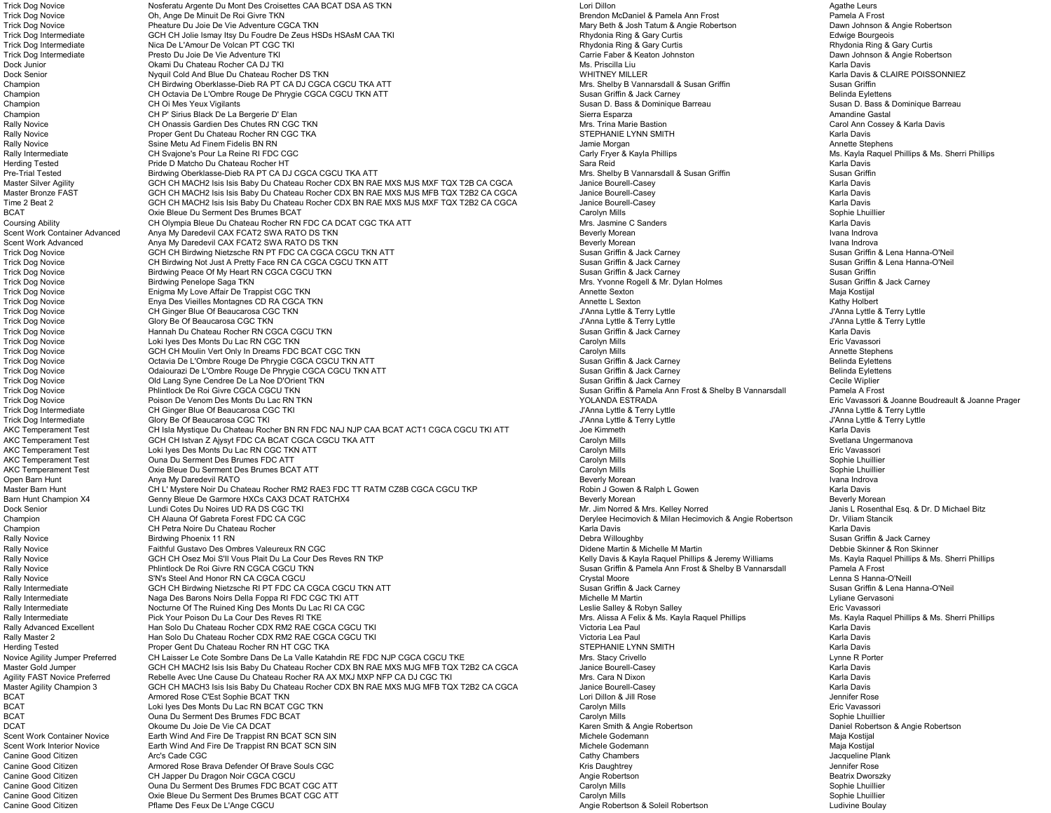| | | | |
|---|---|---|---|
| Trick Dog Novice | Nosferatu Argente Du Mont Des Croisettes CAA BCAT DSA AS TKN | Lori Dillon | Agathe Leurs |
| Trick Dog Novice | Oh, Ange De Minuit De Roi Givre TKN | Brendon McDaniel & Pamela Ann Frost | Pamela A Frost |
| Trick Dog Novice | Pheature Du Joie De Vie Adventure CGCA TKN | Mary Beth & Josh Tatum & Angie Robertson | Dawn Johnson & Angie Robertson |
| Trick Dog Intermediate | GCH CH Jolie Ismay Itsy Du Foudre De Zeus HSDs HSAsM CAA TKI | Rhydonia Ring & Gary Curtis | Edwige Bourgeois |
| Trick Dog Intermediate | Nica De L'Amour De Volcan PT CGC TKI | Rhydonia Ring & Gary Curtis | Rhydonia Ring & Gary Curtis |
| Trick Dog Intermediate | Presto Du Joie De Vie Adventure TKI | Carrie Faber & Keaton Johnston | Dawn Johnson & Angie Robertson |
| Dock Junior | Okami Du Chateau Rocher CA DJ TKI | Ms. Priscilla Liu | Karla Davis |
| Dock Senior | Nyquil Cold And Blue Du Chateau Rocher DS TKN | WHITNEY MILLER | Karla Davis & CLAIRE POISSONNIEZ |
| Champion | CH Birdwing Oberklasse-Dieb RA PT CA DJ CGCA CGCU TKA ATT | Mrs. Shelby B Vannarsdall & Susan Griffin | Susan Griffin |
| Champion | CH Octavia De L'Ombre Rouge De Phrygie CGCA CGCU TKN ATT | Susan Griffin & Jack Carney | Belinda Eylettens |
| Champion | CH Oi Mes Yeux Vigilants | Susan D. Bass & Dominique Barreau | Susan D. Bass & Dominique Barreau |
| Champion | CH P' Sirius Black De La Bergerie D' Elan | Sierra Esparza | Amandine Gastal |
| Rally Novice | CH Onassis Gardien Des Chutes RN CGC TKN | Mrs. Trina Marie Bastion | Carol Ann Cossey & Karla Davis |
| Rally Novice | Proper Gent Du Chateau Rocher RN CGC TKA | STEPHANIE LYNN SMITH | Karla Davis |
| Rally Novice | Ssine Metu Ad Finem Fidelis BN RN | Jamie Morgan | Annette Stephens |
| Rally Intermediate | CH Svajone's Pour La Reine RI FDC CGC | Carly Fryer & Kayla Phillips | Ms. Kayla Raquel Phillips & Ms. Sherri Phillips |
| Herding Tested | Pride D Matcho Du Chateau Rocher HT | Sara Reid | Karla Davis |
| Pre-Trial Tested | Birdwing Oberklasse-Dieb RA PT CA DJ CGCA CGCU TKA ATT | Mrs. Shelby B Vannarsdall & Susan Griffin | Susan Griffin |
| Master Silver Agility | GCH CH MACH2 Isis Isis Baby Du Chateau Rocher CDX BN RAE MXS MJS MXF TQX T2B CA CGCA | Janice Bourell-Casey | Karla Davis |
| Master Bronze FAST | GCH CH MACH2 Isis Isis Baby Du Chateau Rocher CDX BN RAE MXS MJS MFB TQX T2B2 CA CGCA | Janice Bourell-Casey | Karla Davis |
| Time 2 Beat 2 | GCH CH MACH2 Isis Isis Baby Du Chateau Rocher CDX BN RAE MXS MJS MXF TQX T2B2 CA CGCA | Janice Bourell-Casey | Karla Davis |
| BCAT | Oxie Bleue Du Serment Des Brumes BCAT | Carolyn Mills | Sophie Lhuillier |
| Coursing Ability | CH Olympia Bleue Du Chateau Rocher RN FDC CA DCAT CGC TKA ATT | Mrs. Jasmine C Sanders | Karla Davis |
| Scent Work Container Advanced | Anya My Daredevil CAX FCAT2 SWA RATO DS TKN | Beverly Morean | Ivana Indrova |
| Scent Work Advanced | Anya My Daredevil CAX FCAT2 SWA RATO DS TKN | Beverly Morean | Ivana Indrova |
| Trick Dog Novice | GCH CH Birdwing Nietzsche RN PT FDC CA CGCA CGCU TKN ATT | Susan Griffin & Jack Carney | Susan Griffin & Lena Hanna-O'Neil |
| Trick Dog Novice | CH Birdwing Not Just A Pretty Face RN CA CGCA CGCU TKN ATT | Susan Griffin & Jack Carney | Susan Griffin & Lena Hanna-O'Neil |
| Trick Dog Novice | Birdwing Peace Of My Heart RN CGCA CGCU TKN | Susan Griffin & Jack Carney | Susan Griffin |
| Trick Dog Novice | Birdwing Penelope Saga TKN | Mrs. Yvonne Rogell & Mr. Dylan Holmes | Susan Griffin & Jack Carney |
| Trick Dog Novice | Enigma My Love Affair De Trappist CGC TKN | Annette Sexton | Maja Kostijal |
| Trick Dog Novice | Enya Des Vieilles Montagnes CD RA CGCA TKN | Annette L Sexton | Kathy Holbert |
| Trick Dog Novice | CH Ginger Blue Of Beaucarosa CGC TKN | J'Anna Lyttle & Terry Lyttle | J'Anna Lyttle & Terry Lyttle |
| Trick Dog Novice | Glory Be Of Beaucarosa CGC TKN | J'Anna Lyttle & Terry Lyttle | J'Anna Lyttle & Terry Lyttle |
| Trick Dog Novice | Hannah Du Chateau Rocher RN CGCA CGCU TKN | Susan Griffin & Jack Carney | Karla Davis |
| Trick Dog Novice | Loki Iyes Des Monts Du Lac RN CGC TKN | Carolyn Mills | Eric Vavassori |
| Trick Dog Novice | GCH CH Moulin Vert Only In Dreams FDC BCAT CGC TKN | Carolyn Mills | Annette Stephens |
| Trick Dog Novice | Octavia De L'Ombre Rouge De Phrygie CGCA CGCU TKN ATT | Susan Griffin & Jack Carney | Belinda Eylettens |
| Trick Dog Novice | Odaiourazi De L'Ombre Rouge De Phrygie CGCA CGCU TKN ATT | Susan Griffin & Jack Carney | Belinda Eylettens |
| Trick Dog Novice | Old Lang Syne Cendree De La Noe D'Orient TKN | Susan Griffin & Jack Carney | Cecile Wiplier |
| Trick Dog Novice | Phlintlock De Roi Givre CGCA CGCU TKN | Susan Griffin & Pamela Ann Frost & Shelby B Vannarsdall | Pamela A Frost |
| Trick Dog Novice | Poison De Venom Des Monts Du Lac RN TKN | YOLANDA ESTRADA | Eric Vavassori & Joanne Boudreault & Joanne Prager |
| Trick Dog Intermediate | CH Ginger Blue Of Beaucarosa CGC TKI | J'Anna Lyttle & Terry Lyttle | J'Anna Lyttle & Terry Lyttle |
| Trick Dog Intermediate | Glory Be Of Beaucarosa CGC TKI | J'Anna Lyttle & Terry Lyttle | J'Anna Lyttle & Terry Lyttle |
| AKC Temperament Test | CH Isla Mystique Du Chateau Rocher BN RN FDC NAJ NJP CAA BCAT ACT1 CGCA CGCU TKI ATT | Joe Kimmeth | Karla Davis |
| AKC Temperament Test | GCH CH Istvan Z Ajysyt FDC CA BCAT CGCA CGCU TKA ATT | Carolyn Mills | Svetlana Ungermanova |
| AKC Temperament Test | Loki Iyes Des Monts Du Lac RN CGC TKN ATT | Carolyn Mills | Eric Vavassori |
| AKC Temperament Test | Ouna Du Serment Des Brumes FDC ATT | Carolyn Mills | Sophie Lhuillier |
| AKC Temperament Test | Oxie Bleue Du Serment Des Brumes BCAT ATT | Carolyn Mills | Sophie Lhuillier |
| Open Barn Hunt | Anya My Daredevil RATO | Beverly Morean | Ivana Indrova |
| Master Barn Hunt | CH L' Mystere Noir Du Chateau Rocher RM2 RAE3 FDC TT RATM CZ8B CGCA CGCU TKP | Robin J Gowen & Ralph L Gowen | Karla Davis |
| Barn Hunt Champion X4 | Genny Bleue De Garmore HXCs CAX3 DCAT RATCHX4 | Beverly Morean | Beverly Morean |
| Dock Senior | Lundi Cotes Du Noires UD RA DS CGC TKI | Mr. Jim Norred & Mrs. Kelley Norred | Janis L Rosenthal Esq. & Dr. D Michael Bitz |
| Champion | CH Alauna Of Gabreta Forest FDC CA CGC | Derylee Hecimovich & Milan Hecimovich & Angie Robertson | Dr. Viliam Stancik |
| Champion | CH Petra Noire Du Chateau Rocher | Karla Davis | Karla Davis |
| Rally Novice | Birdwing Phoenix 11 RN | Debra Willoughby | Susan Griffin & Jack Carney |
| Rally Novice | Faithful Gustavo Des Ombres Valeureux RN CGC | Didene Martin & Michelle M Martin | Debbie Skinner & Ron Skinner |
| Rally Novice | GCH CH Osez Moi S'Il Vous Plait Du La Cour Des Reves RN TKP | Kelly Davis & Kayla Raquel Phillips & Jeremy Williams | Ms. Kayla Raquel Phillips & Ms. Sherri Phillips |
| Rally Novice | Phlintlock De Roi Givre RN CGCA CGCU TKN | Susan Griffin & Pamela Ann Frost & Shelby B Vannarsdall | Pamela A Frost |
| Rally Novice | S'N's Steel And Honor RN CA CGCA CGCU | Crystal Moore | Lenna S Hanna-O'Neill |
| Rally Intermediate | GCH CH Birdwing Nietzsche RI PT FDC CA CGCA CGCU TKN ATT | Susan Griffin & Jack Carney | Susan Griffin & Lena Hanna-O'Neil |
| Rally Intermediate | Naga Des Barons Noirs Della Foppa RI FDC CGC TKI ATT | Michelle M Martin | Lyliane Gervasoni |
| Rally Intermediate | Nocturne Of The Ruined King Des Monts Du Lac RI CA CGC | Leslie Salley & Robyn Salley | Eric Vavassori |
| Rally Intermediate | Pick Your Poison Du La Cour Des Reves RI TKE | Mrs. Alissa A Felix & Ms. Kayla Raquel Phillips | Ms. Kayla Raquel Phillips & Ms. Sherri Phillips |
| Rally Advanced Excellent | Han Solo Du Chateau Rocher CDX RM2 RAE CGCA CGCU TKI | Victoria Lea Paul | Karla Davis |
| Rally Master 2 | Han Solo Du Chateau Rocher CDX RM2 RAE CGCA CGCU TKI | Victoria Lea Paul | Karla Davis |
| Herding Tested | Proper Gent Du Chateau Rocher RN HT CGC TKA | STEPHANIE LYNN SMITH | Karla Davis |
| Novice Agility Jumper Preferred | CH Laisser Le Cote Sombre Dans De La Valle Katahdin RE FDC NJP CGCA CGCU TKE | Mrs. Stacy Crivello | Lynne R Porter |
| Master Gold Jumper | GCH CH MACH2 Isis Isis Baby Du Chateau Rocher CDX BN RAE MXS MJG MFB TQX T2B2 CA CGCA | Janice Bourell-Casey | Karla Davis |
| Agility FAST Novice Preferred | Rebelle Avec Une Cause Du Chateau Rocher RA AX MXJ MXP NFP CA DJ CGC TKI | Mrs. Cara N Dixon | Karla Davis |
| Master Agility Champion 3 | GCH CH MACH3 Isis Isis Baby Du Chateau Rocher CDX BN RAE MXS MJG MFB TQX T2B2 CA CGCA | Janice Bourell-Casey | Karla Davis |
| BCAT | Armored Rose C'Est Sophie BCAT TKN | Lori Dillon & Jill Rose | Jennifer Rose |
| BCAT | Loki Iyes Des Monts Du Lac RN BCAT CGC TKN | Carolyn Mills | Eric Vavassori |
| BCAT | Ouna Du Serment Des Brumes FDC BCAT | Carolyn Mills | Sophie Lhuillier |
| DCAT | Okoume Du Joie De Vie CA DCAT | Karen Smith & Angie Robertson | Daniel Robertson & Angie Robertson |
| Scent Work Container Novice | Earth Wind And Fire De Trappist RN BCAT SCN SIN | Michele Godemann | Maja Kostijal |
| Scent Work Interior Novice | Earth Wind And Fire De Trappist RN BCAT SCN SIN | Michele Godemann | Maja Kostijal |
| Canine Good Citizen | Arc's Cade CGC | Cathy Chambers | Jacqueline Plank |
| Canine Good Citizen | Armored Rose Brava Defender Of Brave Souls CGC | Kris Daughtrey | Jennifer Rose |
| Canine Good Citizen | CH Japper Du Dragon Noir CGCA CGCU | Angie Robertson | Beatrix Dworszky |
| Canine Good Citizen | Ouna Du Serment Des Brumes FDC BCAT CGC ATT | Carolyn Mills | Sophie Lhuillier |
| Canine Good Citizen | Oxie Bleue Du Serment Des Brumes BCAT CGC ATT | Carolyn Mills | Sophie Lhuillier |
| Canine Good Citizen | Pflame Des Feux De L'Ange CGCU | Angie Robertson & Soleil Robertson | Ludivine Boulay |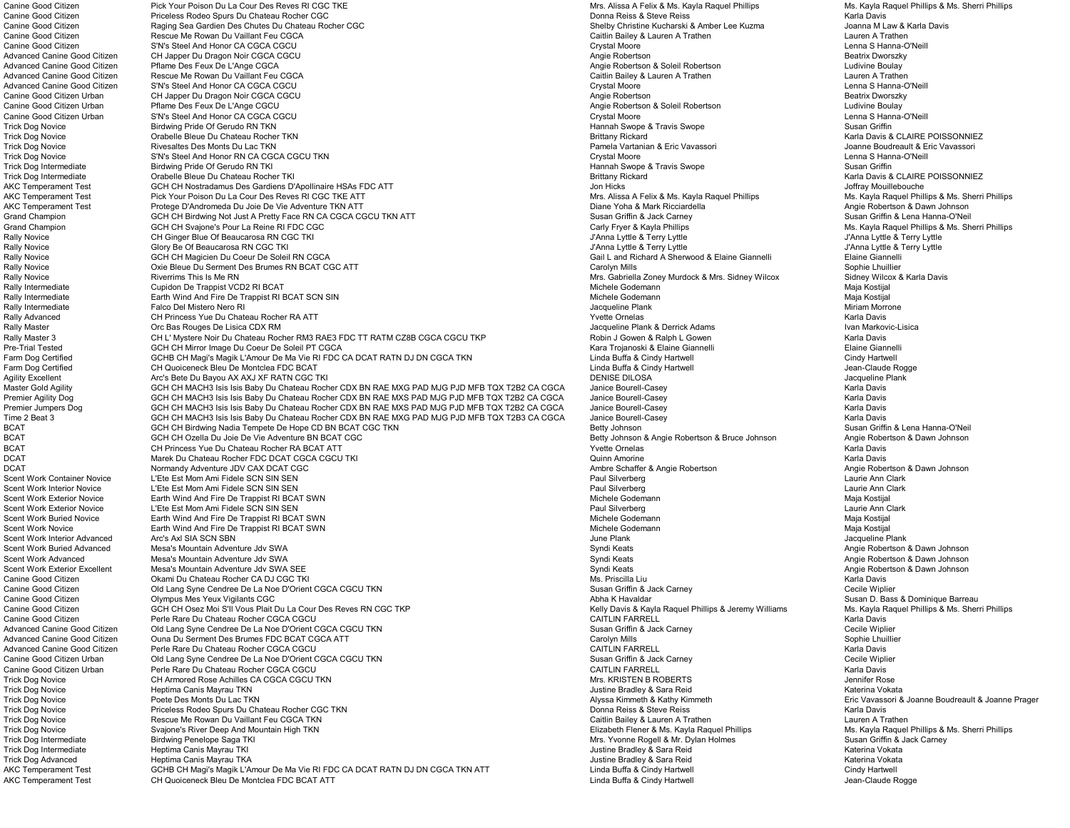| | | | |
|---|---|---|---|
| Canine Good Citizen | Pick Your Poison Du La Cour Des Reves RI CGC TKE | Mrs. Alissa A Felix & Ms. Kayla Raquel Phillips | Ms. Kayla Raquel Phillips & Ms. Sherri Phillips |
| Canine Good Citizen | Priceless Rodeo Spurs Du Chateau Rocher CGC | Donna Reiss & Steve Reiss | Karla Davis |
| Canine Good Citizen | Raging Sea Gardien Des Chutes Du Chateau Rocher CGC | Shelby Christine Kucharski & Amber Lee Kuzma | Joanna M Law & Karla Davis |
| Canine Good Citizen | Rescue Me Rowan Du Vaillant Feu CGCA | Caitlin Bailey & Lauren A Trathen | Lauren A Trathen |
| Canine Good Citizen | S'N's Steel And Honor CA CGCA CGCU | Crystal Moore | Lenna S Hanna-O'Neill |
| Advanced Canine Good Citizen | CH Japper Du Dragon Noir CGCA CGCU | Angie Robertson | Beatrix Dworszky |
| Advanced Canine Good Citizen | Pflame Des Feux De L'Ange CGCA | Angie Robertson & Soleil Robertson | Ludivine Boulay |
| Advanced Canine Good Citizen | Rescue Me Rowan Du Vaillant Feu CGCA | Caitlin Bailey & Lauren A Trathen | Lauren A Trathen |
| Advanced Canine Good Citizen | S'N's Steel And Honor CA CGCA CGCU | Crystal Moore | Lenna S Hanna-O'Neill |
| Canine Good Citizen Urban | CH Japper Du Dragon Noir CGCA CGCU | Angie Robertson | Beatrix Dworszky |
| Canine Good Citizen Urban | Pflame Des Feux De L'Ange CGCU | Angie Robertson & Soleil Robertson | Ludivine Boulay |
| Canine Good Citizen Urban | S'N's Steel And Honor CA CGCA CGCU | Crystal Moore | Lenna S Hanna-O'Neill |
| Trick Dog Novice | Birdwing Pride Of Gerudo RN TKN | Hannah Swope & Travis Swope | Susan Griffin |
| Trick Dog Novice | Orabelle Bleue Du Chateau Rocher TKN | Brittany Rickard | Karla Davis & CLAIRE POISSONNIEZ |
| Trick Dog Novice | Rivesaltes Des Monts Du Lac TKN | Pamela Vartanian & Eric Vavassori | Joanne Boudreault & Eric Vavassori |
| Trick Dog Novice | S'N's Steel And Honor RN CA CGCA CGCU TKN | Crystal Moore | Lenna S Hanna-O'Neill |
| Trick Dog Intermediate | Birdwing Pride Of Gerudo RN TKI | Hannah Swope & Travis Swope | Susan Griffin |
| Trick Dog Intermediate | Orabelle Bleue Du Chateau Rocher TKI | Brittany Rickard | Karla Davis & CLAIRE POISSONNIEZ |
| AKC Temperament Test | GCH CH Nostradamus Des Gardiens D'Apollinaire HSAs FDC ATT | Jon Hicks | Joffray Mouillebouche |
| AKC Temperament Test | Pick Your Poison Du La Cour Des Reves RI CGC TKE ATT | Mrs. Alissa A Felix & Ms. Kayla Raquel Phillips | Ms. Kayla Raquel Phillips & Ms. Sherri Phillips |
| AKC Temperament Test | Protege D'Andromeda Du Joie De Vie Adventure TKN ATT | Diane Yoha & Mark Ricciardella | Angie Robertson & Dawn Johnson |
| Grand Champion | GCH CH Birdwing Not Just A Pretty Face RN CA CGCA CGCU TKN ATT | Susan Griffin & Jack Carney | Susan Griffin & Lena Hanna-O'Neil |
| Grand Champion | GCH CH Svajone's Pour La Reine RI FDC CGC | Carly Fryer & Kayla Phillips | Ms. Kayla Raquel Phillips & Ms. Sherri Phillips |
| Rally Novice | CH Ginger Blue Of Beaucarosa RN CGC TKI | J'Anna Lyttle & Terry Lyttle | J'Anna Lyttle & Terry Lyttle |
| Rally Novice | Glory Be Of Beaucarosa RN CGC TKI | J'Anna Lyttle & Terry Lyttle | J'Anna Lyttle & Terry Lyttle |
| Rally Novice | GCH CH Magicien Du Coeur De Soleil RN CGCA | Gail L and Richard A Sherwood & Elaine Giannelli | Elaine Giannelli |
| Rally Novice | Oxie Bleue Du Serment Des Brumes RN BCAT CGC ATT | Carolyn Mills | Sophie Lhuillier |
| Rally Novice | Riverrims This Is Me RN | Mrs. Gabriella Zoney Murdock & Mrs. Sidney Wilcox | Sidney Wilcox & Karla Davis |
| Rally Intermediate | Cupidon De Trappist VCD2 RI BCAT | Michele Godemann | Maja Kostijal |
| Rally Intermediate | Earth Wind And Fire De Trappist RI BCAT SCN SIN | Michele Godemann | Maja Kostijal |
| Rally Intermediate | Falco Del Mistero Nero RI | Jacqueline Plank | Miriam Morrone |
| Rally Advanced | CH Princess Yue Du Chateau Rocher RA ATT | Yvette Ornelas | Karla Davis |
| Rally Master | Orc Bas Rouges De Lisica CDX RM | Jacqueline Plank & Derrick Adams | Ivan Markovic-Lisica |
| Rally Master 3 | CH L' Mystere Noir Du Chateau Rocher RM3 RAE3 FDC TT RATM CZ8B CGCA CGCU TKP | Robin J Gowen & Ralph L Gowen | Karla Davis |
| Pre-Trial Tested | GCH CH Mirror Image Du Coeur De Soleil PT CGCA | Kara Trojanoski & Elaine Giannelli | Elaine Giannelli |
| Farm Dog Certified | GCHB CH Magi's Magik L'Amour De Ma Vie RI FDC CA DCAT RATN DJ DN CGCA TKN | Linda Buffa & Cindy Hartwell | Cindy Hartwell |
| Farm Dog Certified | CH Quoiceneck Bleu De Montclea FDC BCAT | Linda Buffa & Cindy Hartwell | Jean-Claude Rogge |
| Agility Excellent | Arc's Bete Du Bayou AX AXJ XF RATN CGC TKI | DENISE DILOSA | Jacqueline Plank |
| Master Gold Agility | GCH CH MACH3 Isis Isis Baby Du Chateau Rocher CDX BN RAE MXG PAD MJG PJD MFB TQX T2B2 CA CGCA | Janice Bourell-Casey | Karla Davis |
| Premier Agility Dog | GCH CH MACH3 Isis Isis Baby Du Chateau Rocher CDX BN RAE MXS PAD MJG PJD MFB TQX T2B2 CA CGCA | Janice Bourell-Casey | Karla Davis |
| Premier Jumpers Dog | GCH CH MACH3 Isis Isis Baby Du Chateau Rocher CDX BN RAE MXS PAD MJG PJD MFB TQX T2B2 CA CGCA | Janice Bourell-Casey | Karla Davis |
| Time 2 Beat 3 | GCH CH MACH3 Isis Isis Baby Du Chateau Rocher CDX BN RAE MXG PAD MJG PJD MFB TQX T2B3 CA CGCA | Janice Bourell-Casey | Karla Davis |
| BCAT | GCH CH Birdwing Nadia Tempete De Hope CD BN BCAT CGC TKN | Betty Johnson | Susan Griffin & Lena Hanna-O'Neil |
| BCAT | GCH CH Ozella Du Joie De Vie Adventure BN BCAT CGC | Betty Johnson & Angie Robertson & Bruce Johnson | Angie Robertson & Dawn Johnson |
| BCAT | CH Princess Yue Du Chateau Rocher RA BCAT ATT | Yvette Ornelas | Karla Davis |
| DCAT | Marek Du Chateau Rocher FDC DCAT CGCA CGCU TKI | Quinn Amorine | Karla Davis |
| DCAT | Normandy Adventure JDV CAX DCAT CGC | Ambre Schaffer & Angie Robertson | Angie Robertson & Dawn Johnson |
| Scent Work Container Novice | L'Ete Est Mom Ami Fidele SCN SIN SEN | Paul Silverberg | Laurie Ann Clark |
| Scent Work Interior Novice | L'Ete Est Mom Ami Fidele SCN SIN SEN | Paul Silverberg | Laurie Ann Clark |
| Scent Work Exterior Novice | Earth Wind And Fire De Trappist RI BCAT SWN | Michele Godemann | Maja Kostijal |
| Scent Work Exterior Novice | L'Ete Est Mom Ami Fidele SCN SIN SEN | Paul Silverberg | Laurie Ann Clark |
| Scent Work Buried Novice | Earth Wind And Fire De Trappist RI BCAT SWN | Michele Godemann | Maja Kostijal |
| Scent Work Novice | Earth Wind And Fire De Trappist RI BCAT SWN | Michele Godemann | Maja Kostijal |
| Scent Work Interior Advanced | Arc's Axl SIA SCN SBN | June Plank | Jacqueline Plank |
| Scent Work Buried Advanced | Mesa's Mountain Adventure Jdv SWA | Syndi Keats | Angie Robertson & Dawn Johnson |
| Scent Work Advanced | Mesa's Mountain Adventure Jdv SWA | Syndi Keats | Angie Robertson & Dawn Johnson |
| Scent Work Exterior Excellent | Mesa's Mountain Adventure Jdv SWA SEE | Syndi Keats | Angie Robertson & Dawn Johnson |
| Canine Good Citizen | Okami Du Chateau Rocher CA DJ CGC TKI | Ms. Priscilla Liu | Karla Davis |
| Canine Good Citizen | Old Lang Syne Cendree De La Noe D'Orient CGCA CGCU TKN | Susan Griffin & Jack Carney | Cecile Wiplier |
| Canine Good Citizen | Olympus Mes Yeux Vigilants CGC | Abha K Havaldar | Susan D. Bass & Dominique Barreau |
| Canine Good Citizen | GCH CH Osez Moi S'Il Vous Plait Du La Cour Des Reves RN CGC TKP | Kelly Davis & Kayla Raquel Phillips & Jeremy Williams | Ms. Kayla Raquel Phillips & Ms. Sherri Phillips |
| Canine Good Citizen | Perle Rare Du Chateau Rocher CGCA CGCU | CAITLIN FARRELL | Karla Davis |
| Advanced Canine Good Citizen | Old Lang Syne Cendree De La Noe D'Orient CGCA CGCU TKN | Susan Griffin & Jack Carney | Cecile Wiplier |
| Advanced Canine Good Citizen | Ouna Du Serment Des Brumes FDC BCAT CGCA ATT | Carolyn Mills | Sophie Lhuillier |
| Advanced Canine Good Citizen | Perle Rare Du Chateau Rocher CGCA CGCU | CAITLIN FARRELL | Karla Davis |
| Canine Good Citizen Urban | Old Lang Syne Cendree De La Noe D'Orient CGCA CGCU TKN | Susan Griffin & Jack Carney | Cecile Wiplier |
| Canine Good Citizen Urban | Perle Rare Du Chateau Rocher CGCA CGCU | CAITLIN FARRELL | Karla Davis |
| Trick Dog Novice | CH Armored Rose Achilles CA CGCA CGCU TKN | Mrs. KRISTEN B ROBERTS | Jennifer Rose |
| Trick Dog Novice | Heptima Canis Mayrau TKN | Justine Bradley & Sara Reid | Katerina Vokata |
| Trick Dog Novice | Poete Des Monts Du Lac TKN | Alyssa Kimmeth & Kathy Kimmeth | Eric Vavassori & Joanne Boudreault & Joanne Prager |
| Trick Dog Novice | Priceless Rodeo Spurs Du Chateau Rocher CGC TKN | Donna Reiss & Steve Reiss | Karla Davis |
| Trick Dog Novice | Rescue Me Rowan Du Vaillant Feu CGCA TKN | Caitlin Bailey & Lauren A Trathen | Lauren A Trathen |
| Trick Dog Novice | Svajone's River Deep And Mountain High TKN | Elizabeth Flener & Ms. Kayla Raquel Phillips | Ms. Kayla Raquel Phillips & Ms. Sherri Phillips |
| Trick Dog Intermediate | Birdwing Penelope Saga TKI | Mrs. Yvonne Rogell & Mr. Dylan Holmes | Susan Griffin & Jack Carney |
| Trick Dog Intermediate | Heptima Canis Mayrau TKI | Justine Bradley & Sara Reid | Katerina Vokata |
| Trick Dog Advanced | Heptima Canis Mayrau TKA | Justine Bradley & Sara Reid | Katerina Vokata |
| AKC Temperament Test | GCHB CH Magi's Magik L'Amour De Ma Vie RI FDC CA DCAT RATN DJ DN CGCA TKN ATT | Linda Buffa & Cindy Hartwell | Cindy Hartwell |
| AKC Temperament Test | CH Quoiceneck Bleu De Montclea FDC BCAT ATT | Linda Buffa & Cindy Hartwell | Jean-Claude Rogge |